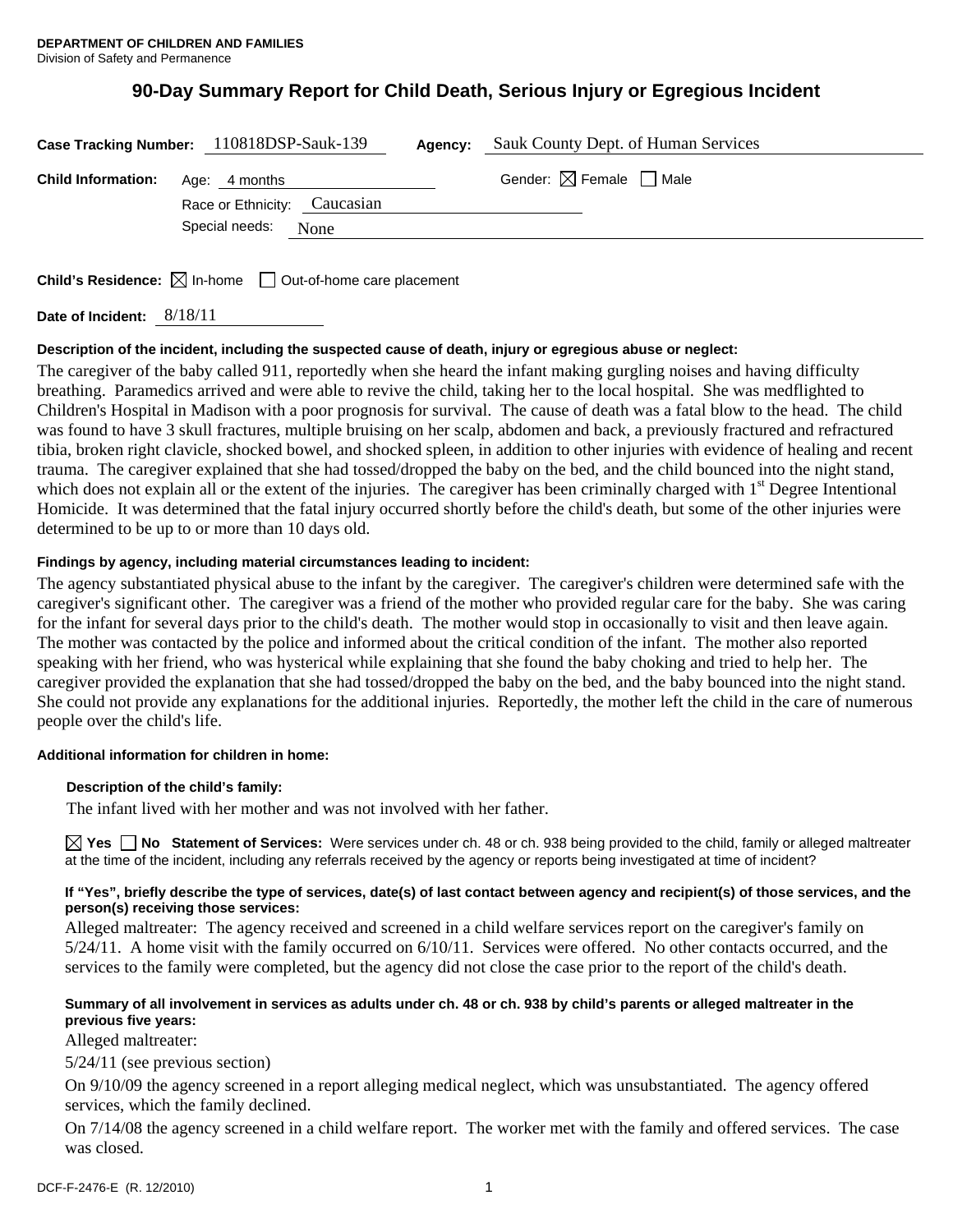**DEPARTMENT OF CHILDREN AND FAMILIES**
Division of Safety and Permanence

# 90-Day Summary Report for Child Death, Serious Injury or Egregious Incident

**Case Tracking Number:** 110818DSP-Sauk-139 **Agency:** Sauk County Dept. of Human Services

**Child Information:** Age: 4 months Gender: ☒ Female ☐ Male

Race or Ethnicity: Caucasian

Special needs: None

**Child's Residence:** ☒ In-home ☐ Out-of-home care placement

**Date of Incident:** 8/18/11

**Description of the incident, including the suspected cause of death, injury or egregious abuse or neglect:**

The caregiver of the baby called 911, reportedly when she heard the infant making gurgling noises and having difficulty breathing. Paramedics arrived and were able to revive the child, taking her to the local hospital. She was medflighted to Children's Hospital in Madison with a poor prognosis for survival. The cause of death was a fatal blow to the head. The child was found to have 3 skull fractures, multiple bruising on her scalp, abdomen and back, a previously fractured and refractured tibia, broken right clavicle, shocked bowel, and shocked spleen, in addition to other injuries with evidence of healing and recent trauma. The caregiver explained that she had tossed/dropped the baby on the bed, and the child bounced into the night stand, which does not explain all or the extent of the injuries. The caregiver has been criminally charged with 1st Degree Intentional Homicide. It was determined that the fatal injury occurred shortly before the child's death, but some of the other injuries were determined to be up to or more than 10 days old.

**Findings by agency, including material circumstances leading to incident:**

The agency substantiated physical abuse to the infant by the caregiver. The caregiver's children were determined safe with the caregiver's significant other. The caregiver was a friend of the mother who provided regular care for the baby. She was caring for the infant for several days prior to the child's death. The mother would stop in occasionally to visit and then leave again. The mother was contacted by the police and informed about the critical condition of the infant. The mother also reported speaking with her friend, who was hysterical while explaining that she found the baby choking and tried to help her. The caregiver provided the explanation that she had tossed/dropped the baby on the bed, and the baby bounced into the night stand. She could not provide any explanations for the additional injuries. Reportedly, the mother left the child in the care of numerous people over the child's life.

**Additional information for children in home:**

**Description of the child's family:**

The infant lived with her mother and was not involved with her father.

☒ **Yes** ☐ **No** **Statement of Services:** Were services under ch. 48 or ch. 938 being provided to the child, family or alleged maltreater at the time of the incident, including any referrals received by the agency or reports being investigated at time of incident?

**If "Yes", briefly describe the type of services, date(s) of last contact between agency and recipient(s) of those services, and the person(s) receiving those services:**

Alleged maltreater: The agency received and screened in a child welfare services report on the caregiver's family on 5/24/11. A home visit with the family occurred on 6/10/11. Services were offered. No other contacts occurred, and the services to the family were completed, but the agency did not close the case prior to the report of the child's death.

**Summary of all involvement in services as adults under ch. 48 or ch. 938 by child's parents or alleged maltreater in the previous five years:**

Alleged maltreater:

5/24/11 (see previous section)

On 9/10/09 the agency screened in a report alleging medical neglect, which was unsubstantiated. The agency offered services, which the family declined.

On 7/14/08 the agency screened in a child welfare report. The worker met with the family and offered services. The case was closed.

DCF-F-2476-E (R. 12/2010)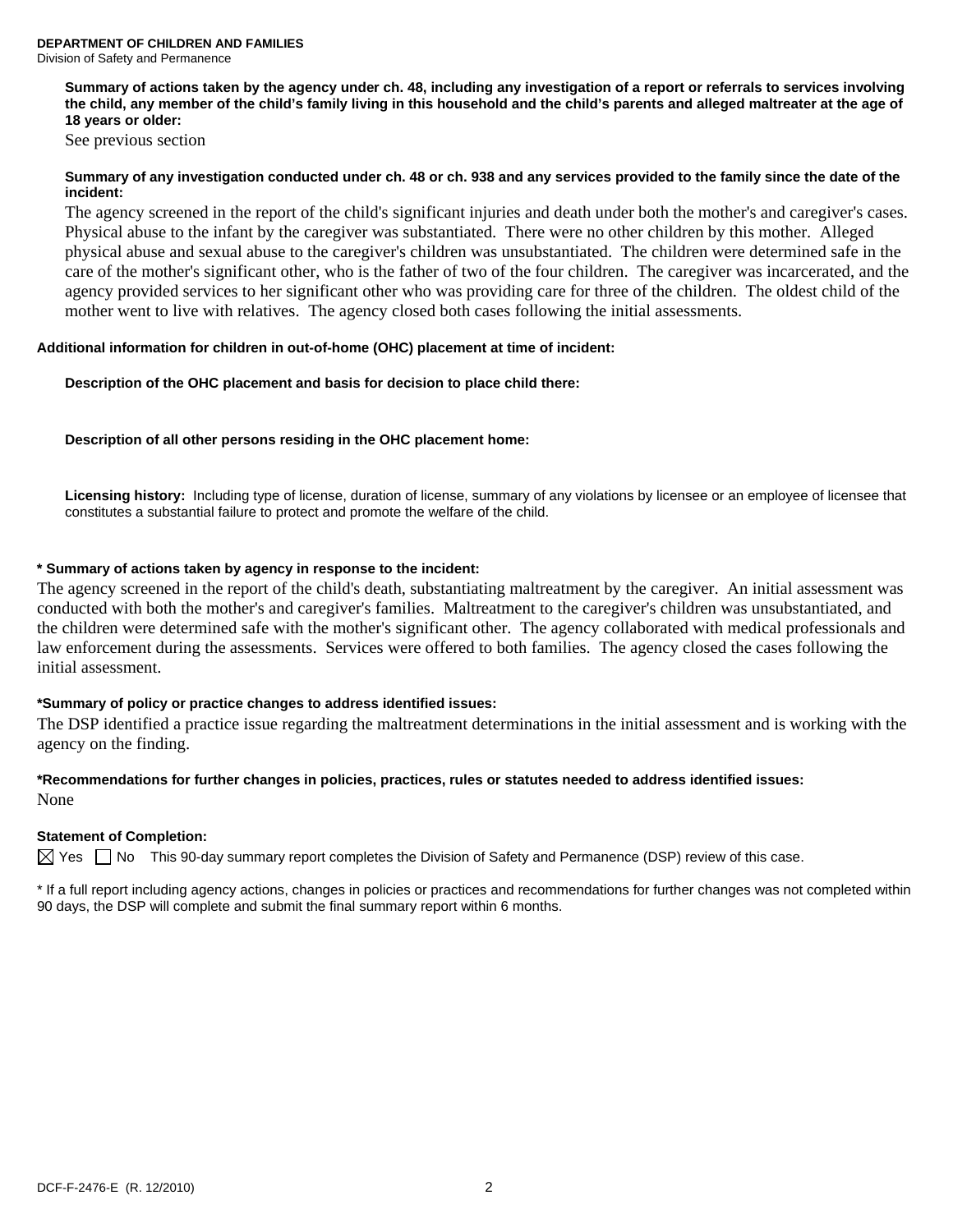**DEPARTMENT OF CHILDREN AND FAMILIES**
Division of Safety and Permanence

**Summary of actions taken by the agency under ch. 48, including any investigation of a report or referrals to services involving the child, any member of the child's family living in this household and the child's parents and alleged maltreater at the age of 18 years or older:**

See previous section

**Summary of any investigation conducted under ch. 48 or ch. 938 and any services provided to the family since the date of the incident:**

The agency screened in the report of the child's significant injuries and death under both the mother's and caregiver's cases. Physical abuse to the infant by the caregiver was substantiated. There were no other children by this mother. Alleged physical abuse and sexual abuse to the caregiver's children was unsubstantiated. The children were determined safe in the care of the mother's significant other, who is the father of two of the four children. The caregiver was incarcerated, and the agency provided services to her significant other who was providing care for three of the children. The oldest child of the mother went to live with relatives. The agency closed both cases following the initial assessments.

**Additional information for children in out-of-home (OHC) placement at time of incident:**

**Description of the OHC placement and basis for decision to place child there:**

**Description of all other persons residing in the OHC placement home:**

**Licensing history:** Including type of license, duration of license, summary of any violations by licensee or an employee of licensee that constitutes a substantial failure to protect and promote the welfare of the child.

**\* Summary of actions taken by agency in response to the incident:**

The agency screened in the report of the child's death, substantiating maltreatment by the caregiver. An initial assessment was conducted with both the mother's and caregiver's families. Maltreatment to the caregiver's children was unsubstantiated, and the children were determined safe with the mother's significant other. The agency collaborated with medical professionals and law enforcement during the assessments. Services were offered to both families. The agency closed the cases following the initial assessment.

**\*Summary of policy or practice changes to address identified issues:**

The DSP identified a practice issue regarding the maltreatment determinations in the initial assessment and is working with the agency on the finding.

**\*Recommendations for further changes in policies, practices, rules or statutes needed to address identified issues:**

None

**Statement of Completion:**

☒ Yes ☐ No This 90-day summary report completes the Division of Safety and Permanence (DSP) review of this case.

\* If a full report including agency actions, changes in policies or practices and recommendations for further changes was not completed within 90 days, the DSP will complete and submit the final summary report within 6 months.

DCF-F-2476-E (R. 12/2010)